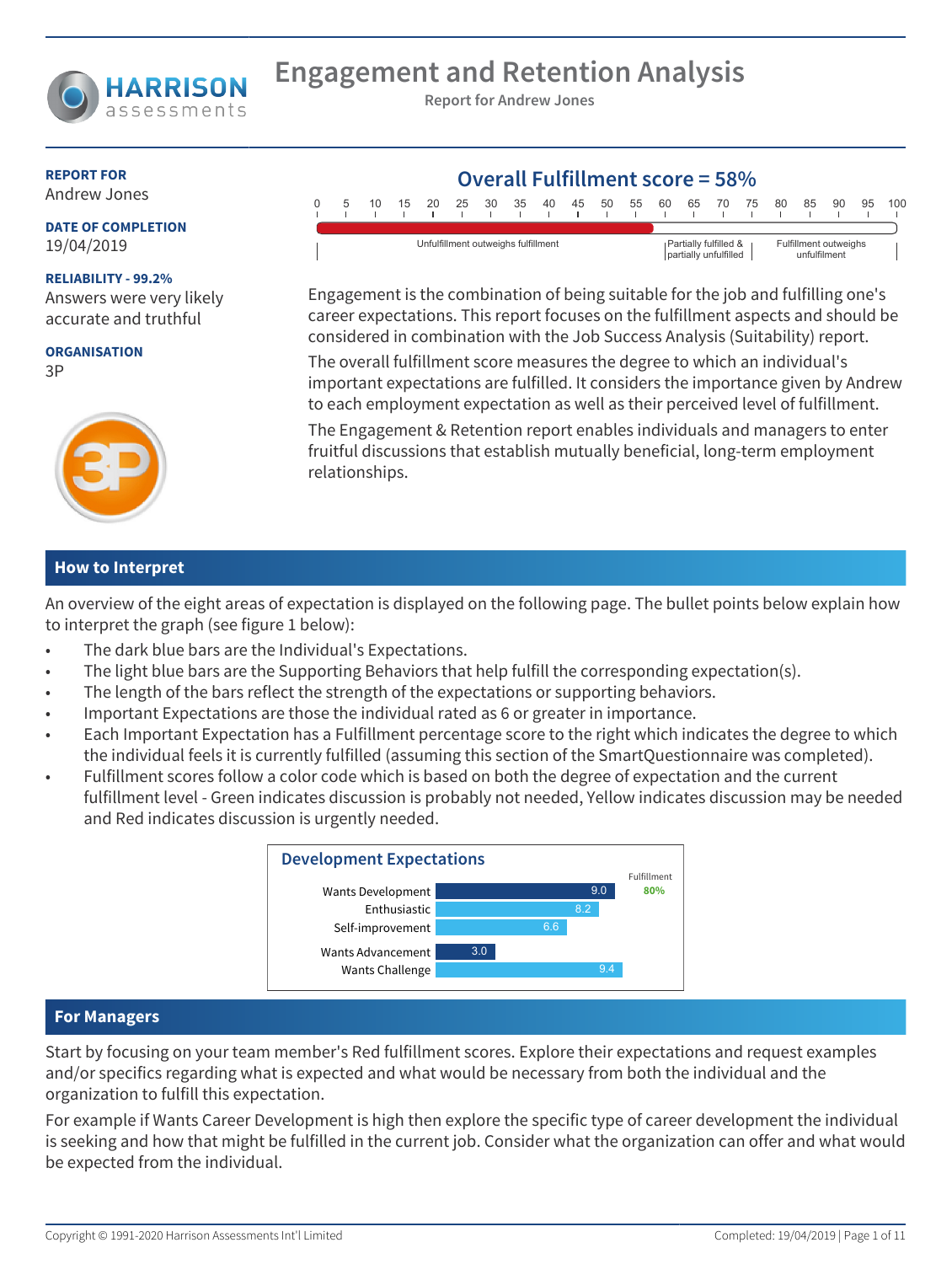# Engagement and Retention Analysis

**Report for Andrew Jones**

**REPORT FOR**
Andrew Jones

**DATE OF COMPLETION**
19/04/2019

**RELIABILITY - 99.2%**
Answers were very likely accurate and truthful

**ORGANISATION**
3P

## Overall Fulfillment score = 58%

Scale: 0 – 100 (Unfulfillment outweighs fulfillment | Partially fulfilled & partially unfulfilled | Fulfillment outweighs unfulfilment)

Engagement is the combination of being suitable for the job and fulfilling one's career expectations. This report focuses on the fulfillment aspects and should be considered in combination with the Job Success Analysis (Suitability) report.

The overall fulfillment score measures the degree to which an individual's important expectations are fulfilled. It considers the importance given by Andrew to each employment expectation as well as their perceived level of fulfillment.

The Engagement & Retention report enables individuals and managers to enter fruitful discussions that establish mutually beneficial, long-term employment relationships.

## How to Interpret

An overview of the eight areas of expectation is displayed on the following page. The bullet points below explain how to interpret the graph (see figure 1 below):

- The dark blue bars are the Individual's Expectations.
- The light blue bars are the Supporting Behaviors that help fulfill the corresponding expectation(s).
- The length of the bars reflect the strength of the expectations or supporting behaviors.
- Important Expectations are those the individual rated as 6 or greater in importance.
- Each Important Expectation has a Fulfillment percentage score to the right which indicates the degree to which the individual feels it is currently fulfilled (assuming this section of the SmartQuestionnaire was completed).
- Fulfillment scores follow a color code which is based on both the degree of expectation and the current fulfillment level - Green indicates discussion is probably not needed, Yellow indicates discussion may be needed and Red indicates discussion is urgently needed.

**Development Expectations**

| | Score | Fulfillment |
|---|---|---|
| Wants Development | 9.0 | 80% |
| Enthusiastic | 8.2 | |
| Self-improvement | 6.6 | |
| Wants Advancement | 3.0 | |
| Wants Challenge | 9.4 | |

## For Managers

Start by focusing on your team member's Red fulfillment scores. Explore their expectations and request examples and/or specifics regarding what is expected and what would be necessary from both the individual and the organization to fulfill this expectation.

For example if Wants Career Development is high then explore the specific type of career development the individual is seeking and how that might be fulfilled in the current job. Consider what the organization can offer and what would be expected from the individual.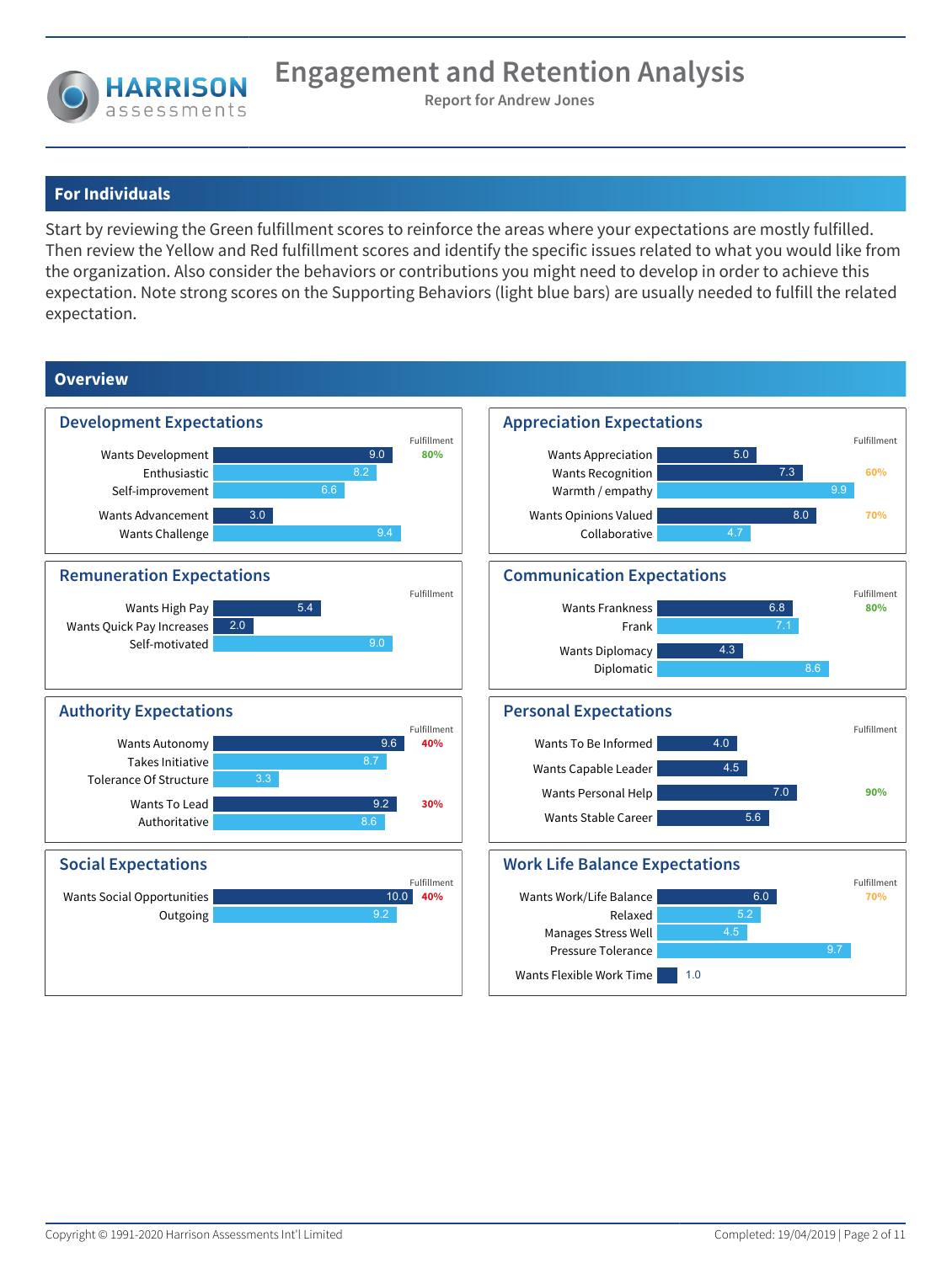# Engagement and Retention Analysis

**Report for Andrew Jones**

## For Individuals

Start by reviewing the Green fulfillment scores to reinforce the areas where your expectations are mostly fulfilled. Then review the Yellow and Red fulfillment scores and identify the specific issues related to what you would like from the organization. Also consider the behaviors or contributions you might need to develop in order to achieve this expectation. Note strong scores on the Supporting Behaviors (light blue bars) are usually needed to fulfill the related expectation.

## Overview

### Development Expectations

| Item | Score | Fulfillment |
|---|---|---|
| Wants Development | 9.0 | 80% |
| Enthusiastic | 8.2 | |
| Self-improvement | 6.6 | |
| Wants Advancement | 3.0 | |
| Wants Challenge | 9.4 | |

### Appreciation Expectations

| Item | Score | Fulfillment |
|---|---|---|
| Wants Appreciation | 5.0 | |
| Wants Recognition | 7.3 | 60% |
| Warmth / empathy | 9.9 | |
| Wants Opinions Valued | 8.0 | 70% |
| Collaborative | 4.7 | |

### Remuneration Expectations

| Item | Score | Fulfillment |
|---|---|---|
| Wants High Pay | 5.4 | |
| Wants Quick Pay Increases | 2.0 | |
| Self-motivated | 9.0 | |

### Communication Expectations

| Item | Score | Fulfillment |
|---|---|---|
| Wants Frankness | 6.8 | 80% |
| Frank | 7.1 | |
| Wants Diplomacy | 4.3 | |
| Diplomatic | 8.6 | |

### Authority Expectations

| Item | Score | Fulfillment |
|---|---|---|
| Wants Autonomy | 9.6 | 40% |
| Takes Initiative | 8.7 | |
| Tolerance Of Structure | 3.3 | |
| Wants To Lead | 9.2 | 30% |
| Authoritative | 8.6 | |

### Personal Expectations

| Item | Score | Fulfillment |
|---|---|---|
| Wants To Be Informed | 4.0 | |
| Wants Capable Leader | 4.5 | |
| Wants Personal Help | 7.0 | 90% |
| Wants Stable Career | 5.6 | |

### Social Expectations

| Item | Score | Fulfillment |
|---|---|---|
| Wants Social Opportunities | 10.0 | 40% |
| Outgoing | 9.2 | |

### Work Life Balance Expectations

| Item | Score | Fulfillment |
|---|---|---|
| Wants Work/Life Balance | 6.0 | 70% |
| Relaxed | 5.2 | |
| Manages Stress Well | 4.5 | |
| Pressure Tolerance | 9.7 | |
| Wants Flexible Work Time | 1.0 | |

Copyright © 1991-2020 Harrison Assessments Int'l Limited — Completed: 19/04/2019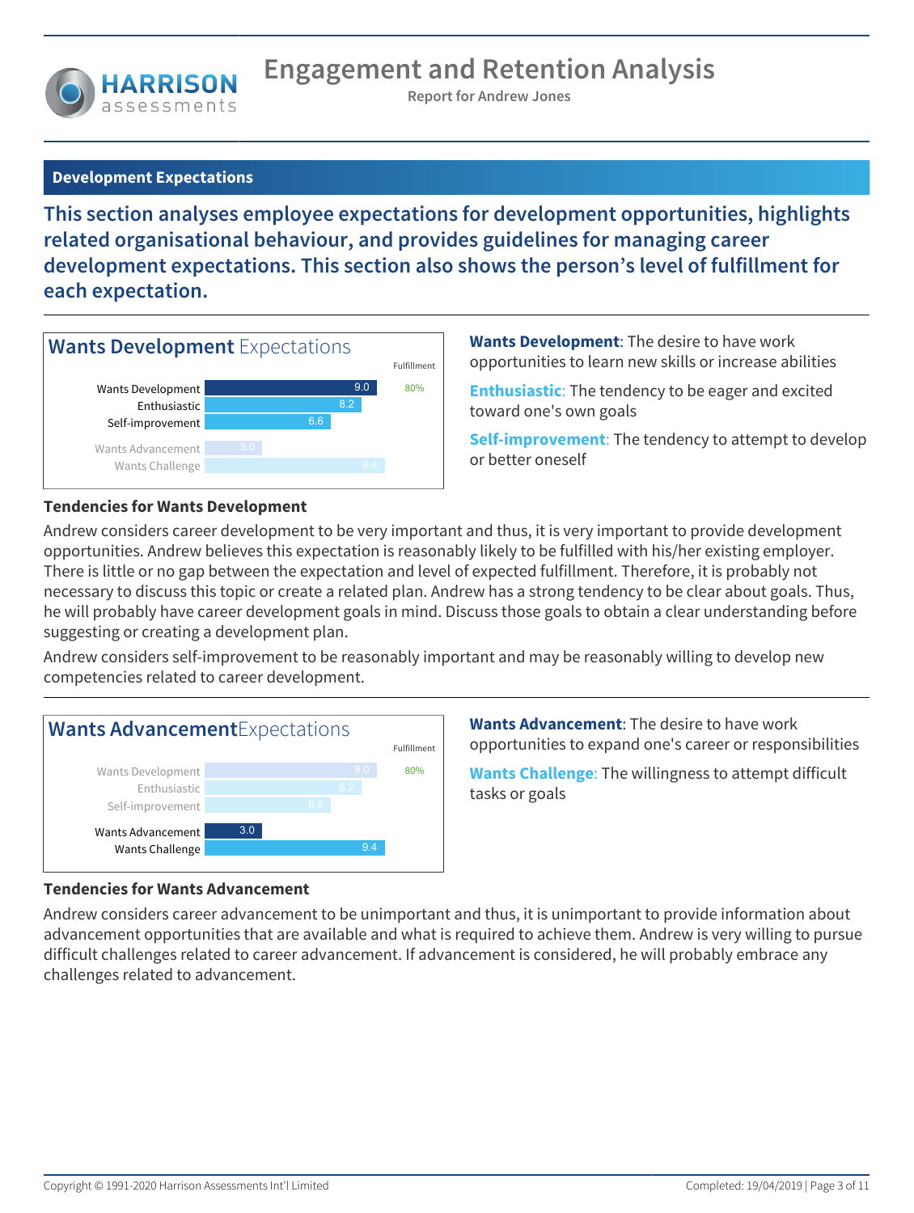## Development Expectations

**This section analyses employee expectations for development opportunities, highlights related organisational behaviour, and provides guidelines for managing career development expectations. This section also shows the person's level of fulfillment for each expectation.**

### Wants Development Expectations

| | Score | Fulfillment |
|---|---|---|
| Wants Development | 9.0 | 80% |
| Enthusiastic | 8.2 | |
| Self-improvement | 6.6 | |
| Wants Advancement | 3.0 | |
| Wants Challenge | 9.4 | |

**Wants Development**: The desire to have work opportunities to learn new skills or increase abilities

**Enthusiastic**: The tendency to be eager and excited toward one's own goals

**Self-improvement**: The tendency to attempt to develop or better oneself

**Tendencies for Wants Development**

Andrew considers career development to be very important and thus, it is very important to provide development opportunities. Andrew believes this expectation is reasonably likely to be fulfilled with his/her existing employer. There is little or no gap between the expectation and level of expected fulfillment. Therefore, it is probably not necessary to discuss this topic or create a related plan. Andrew has a strong tendency to be clear about goals. Thus, he will probably have career development goals in mind. Discuss those goals to obtain a clear understanding before suggesting or creating a development plan.

Andrew considers self-improvement to be reasonably important and may be reasonably willing to develop new competencies related to career development.

### Wants Advancement Expectations

| | Score | Fulfillment |
|---|---|---|
| Wants Development | 9.0 | 80% |
| Enthusiastic | 8.2 | |
| Self-improvement | 6.6 | |
| Wants Advancement | 3.0 | |
| Wants Challenge | 9.4 | |

**Wants Advancement**: The desire to have work opportunities to expand one's career or responsibilities

**Wants Challenge**: The willingness to attempt difficult tasks or goals

**Tendencies for Wants Advancement**

Andrew considers career advancement to be unimportant and thus, it is unimportant to provide information about advancement opportunities that are available and what is required to achieve them. Andrew is very willing to pursue difficult challenges related to career advancement. If advancement is considered, he will probably embrace any challenges related to advancement.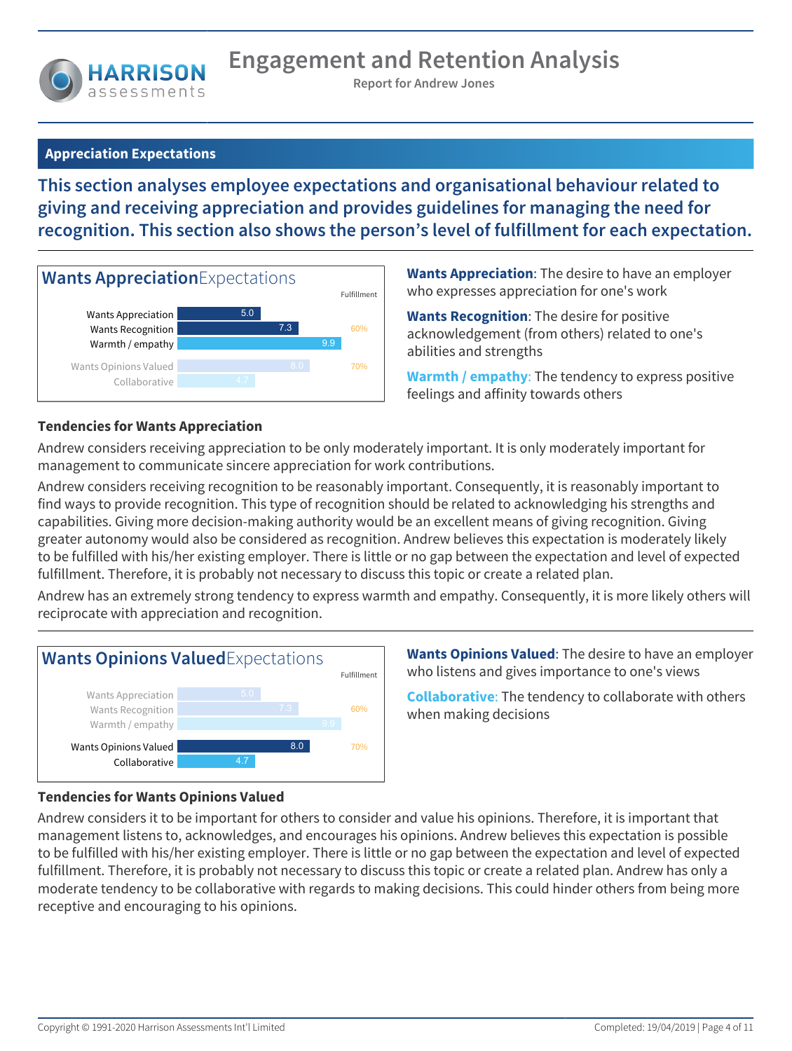## Appreciation Expectations

**This section analyses employee expectations and organisational behaviour related to giving and receiving appreciation and provides guidelines for managing the need for recognition. This section also shows the person's level of fulfillment for each expectation.**

### Wants Appreciation Expectations

| | Score | Fulfillment |
|---|---|---|
| Wants Appreciation | 5.0 | 60% |
| Wants Recognition | 7.3 | |
| Warmth / empathy | 9.9 | |
| Wants Opinions Valued | 8.0 | 70% |
| Collaborative | 4.7 | |

**Wants Appreciation**: The desire to have an employer who expresses appreciation for one's work

**Wants Recognition**: The desire for positive acknowledgement (from others) related to one's abilities and strengths

**Warmth / empathy**: The tendency to express positive feelings and affinity towards others

#### Tendencies for Wants Appreciation

Andrew considers receiving appreciation to be only moderately important. It is only moderately important for management to communicate sincere appreciation for work contributions.

Andrew considers receiving recognition to be reasonably important. Consequently, it is reasonably important to find ways to provide recognition. This type of recognition should be related to acknowledging his strengths and capabilities. Giving more decision-making authority would be an excellent means of giving recognition. Giving greater autonomy would also be considered as recognition. Andrew believes this expectation is moderately likely to be fulfilled with his/her existing employer. There is little or no gap between the expectation and level of expected fulfillment. Therefore, it is probably not necessary to discuss this topic or create a related plan.

Andrew has an extremely strong tendency to express warmth and empathy. Consequently, it is more likely others will reciprocate with appreciation and recognition.

### Wants Opinions Valued Expectations

| | Score | Fulfillment |
|---|---|---|
| Wants Appreciation | 5.0 | 60% |
| Wants Recognition | 7.3 | |
| Warmth / empathy | 9.9 | |
| Wants Opinions Valued | 8.0 | 70% |
| Collaborative | 4.7 | |

**Wants Opinions Valued**: The desire to have an employer who listens and gives importance to one's views

**Collaborative**: The tendency to collaborate with others when making decisions

#### Tendencies for Wants Opinions Valued

Andrew considers it to be important for others to consider and value his opinions. Therefore, it is important that management listens to, acknowledges, and encourages his opinions. Andrew believes this expectation is possible to be fulfilled with his/her existing employer. There is little or no gap between the expectation and level of expected fulfillment. Therefore, it is probably not necessary to discuss this topic or create a related plan. Andrew has only a moderate tendency to be collaborative with regards to making decisions. This could hinder others from being more receptive and encouraging to his opinions.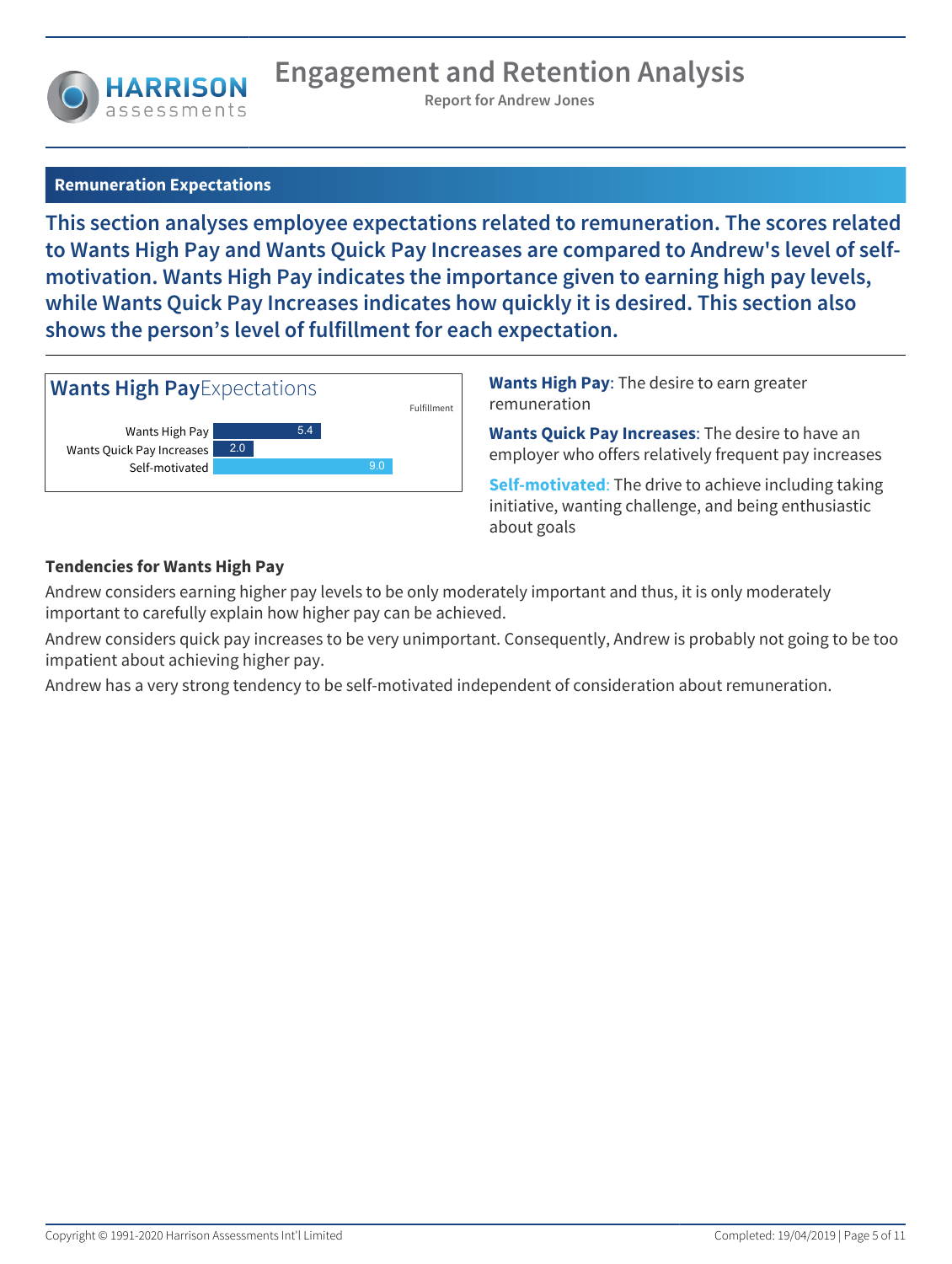## Remuneration Expectations

**This section analyses employee expectations related to remuneration. The scores related to Wants High Pay and Wants Quick Pay Increases are compared to Andrew's level of self-motivation. Wants High Pay indicates the importance given to earning high pay levels, while Wants Quick Pay Increases indicates how quickly it is desired. This section also shows the person's level of fulfillment for each expectation.**

### Wants High Pay Expectations

| | Score | Fulfillment |
|---|---|---|
| Wants High Pay | 5.4 | |
| Wants Quick Pay Increases | 2.0 | |
| Self-motivated | 9.0 | |

**Wants High Pay**: The desire to earn greater remuneration

**Wants Quick Pay Increases**: The desire to have an employer who offers relatively frequent pay increases

**Self-motivated**: The drive to achieve including taking initiative, wanting challenge, and being enthusiastic about goals

**Tendencies for Wants High Pay**

Andrew considers earning higher pay levels to be only moderately important and thus, it is only moderately important to carefully explain how higher pay can be achieved.

Andrew considers quick pay increases to be very unimportant. Consequently, Andrew is probably not going to be too impatient about achieving higher pay.

Andrew has a very strong tendency to be self-motivated independent of consideration about remuneration.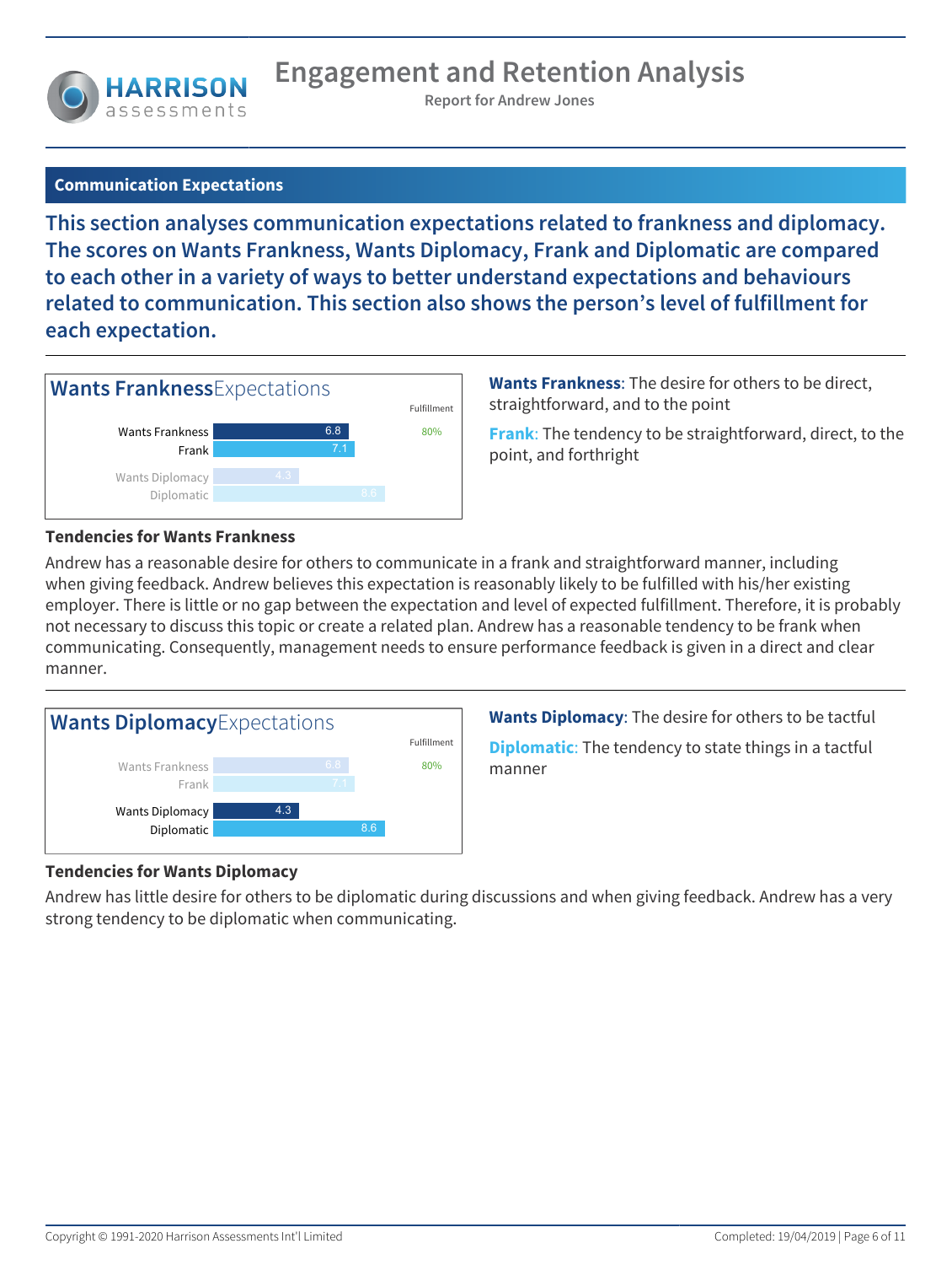## Communication Expectations

**This section analyses communication expectations related to frankness and diplomacy. The scores on Wants Frankness, Wants Diplomacy, Frank and Diplomatic are compared to each other in a variety of ways to better understand expectations and behaviours related to communication. This section also shows the person's level of fulfillment for each expectation.**

### Wants Frankness Expectations

| | Score | Fulfillment |
|---|---|---|
| Wants Frankness | 6.8 | 80% |
| Frank | 7.1 | |
| Wants Diplomacy | 4.3 | |
| Diplomatic | 8.6 | |

**Wants Frankness**: The desire for others to be direct, straightforward, and to the point

**Frank**: The tendency to be straightforward, direct, to the point, and forthright

**Tendencies for Wants Frankness**

Andrew has a reasonable desire for others to communicate in a frank and straightforward manner, including when giving feedback. Andrew believes this expectation is reasonably likely to be fulfilled with his/her existing employer. There is little or no gap between the expectation and level of expected fulfillment. Therefore, it is probably not necessary to discuss this topic or create a related plan. Andrew has a reasonable tendency to be frank when communicating. Consequently, management needs to ensure performance feedback is given in a direct and clear manner.

### Wants Diplomacy Expectations

| | Score | Fulfillment |
|---|---|---|
| Wants Frankness | 6.8 | 80% |
| Frank | 7.1 | |
| Wants Diplomacy | 4.3 | |
| Diplomatic | 8.6 | |

**Wants Diplomacy**: The desire for others to be tactful

**Diplomatic**: The tendency to state things in a tactful manner

**Tendencies for Wants Diplomacy**

Andrew has little desire for others to be diplomatic during discussions and when giving feedback. Andrew has a very strong tendency to be diplomatic when communicating.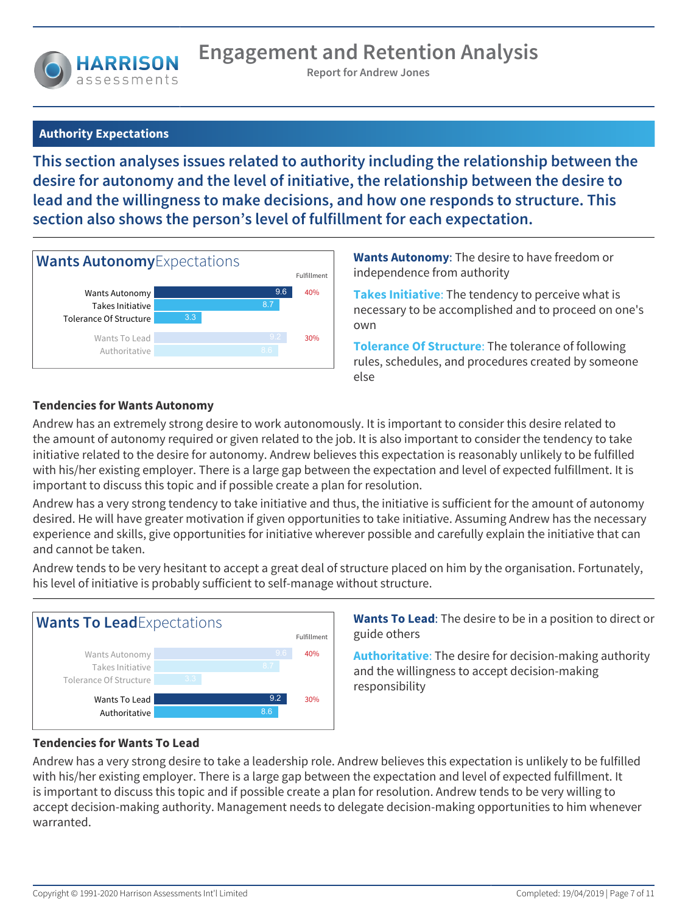## Authority Expectations

**This section analyses issues related to authority including the relationship between the desire for autonomy and the level of initiative, the relationship between the desire to lead and the willingness to make decisions, and how one responds to structure. This section also shows the person's level of fulfillment for each expectation.**

### Wants Autonomy Expectations

| | Score | Fulfillment |
|---|---|---|
| Wants Autonomy | 9.6 | 40% |
| Takes Initiative | 8.7 | |
| Tolerance Of Structure | 3.3 | |
| Wants To Lead | 9.2 | 30% |
| Authoritative | 8.6 | |

**Wants Autonomy**: The desire to have freedom or independence from authority

**Takes Initiative**: The tendency to perceive what is necessary to be accomplished and to proceed on one's own

**Tolerance Of Structure**: The tolerance of following rules, schedules, and procedures created by someone else

**Tendencies for Wants Autonomy**

Andrew has an extremely strong desire to work autonomously. It is important to consider this desire related to the amount of autonomy required or given related to the job. It is also important to consider the tendency to take initiative related to the desire for autonomy. Andrew believes this expectation is reasonably unlikely to be fulfilled with his/her existing employer. There is a large gap between the expectation and level of expected fulfillment. It is important to discuss this topic and if possible create a plan for resolution.

Andrew has a very strong tendency to take initiative and thus, the initiative is sufficient for the amount of autonomy desired. He will have greater motivation if given opportunities to take initiative. Assuming Andrew has the necessary experience and skills, give opportunities for initiative wherever possible and carefully explain the initiative that can and cannot be taken.

Andrew tends to be very hesitant to accept a great deal of structure placed on him by the organisation. Fortunately, his level of initiative is probably sufficient to self-manage without structure.

### Wants To Lead Expectations

| | Score | Fulfillment |
|---|---|---|
| Wants Autonomy | 9.6 | 40% |
| Takes Initiative | 8.7 | |
| Tolerance Of Structure | 3.3 | |
| Wants To Lead | 9.2 | 30% |
| Authoritative | 8.6 | |

**Wants To Lead**: The desire to be in a position to direct or guide others

**Authoritative**: The desire for decision-making authority and the willingness to accept decision-making responsibility

**Tendencies for Wants To Lead**

Andrew has a very strong desire to take a leadership role. Andrew believes this expectation is unlikely to be fulfilled with his/her existing employer. There is a large gap between the expectation and level of expected fulfillment. It is important to discuss this topic and if possible create a plan for resolution. Andrew tends to be very willing to accept decision-making authority. Management needs to delegate decision-making opportunities to him whenever warranted.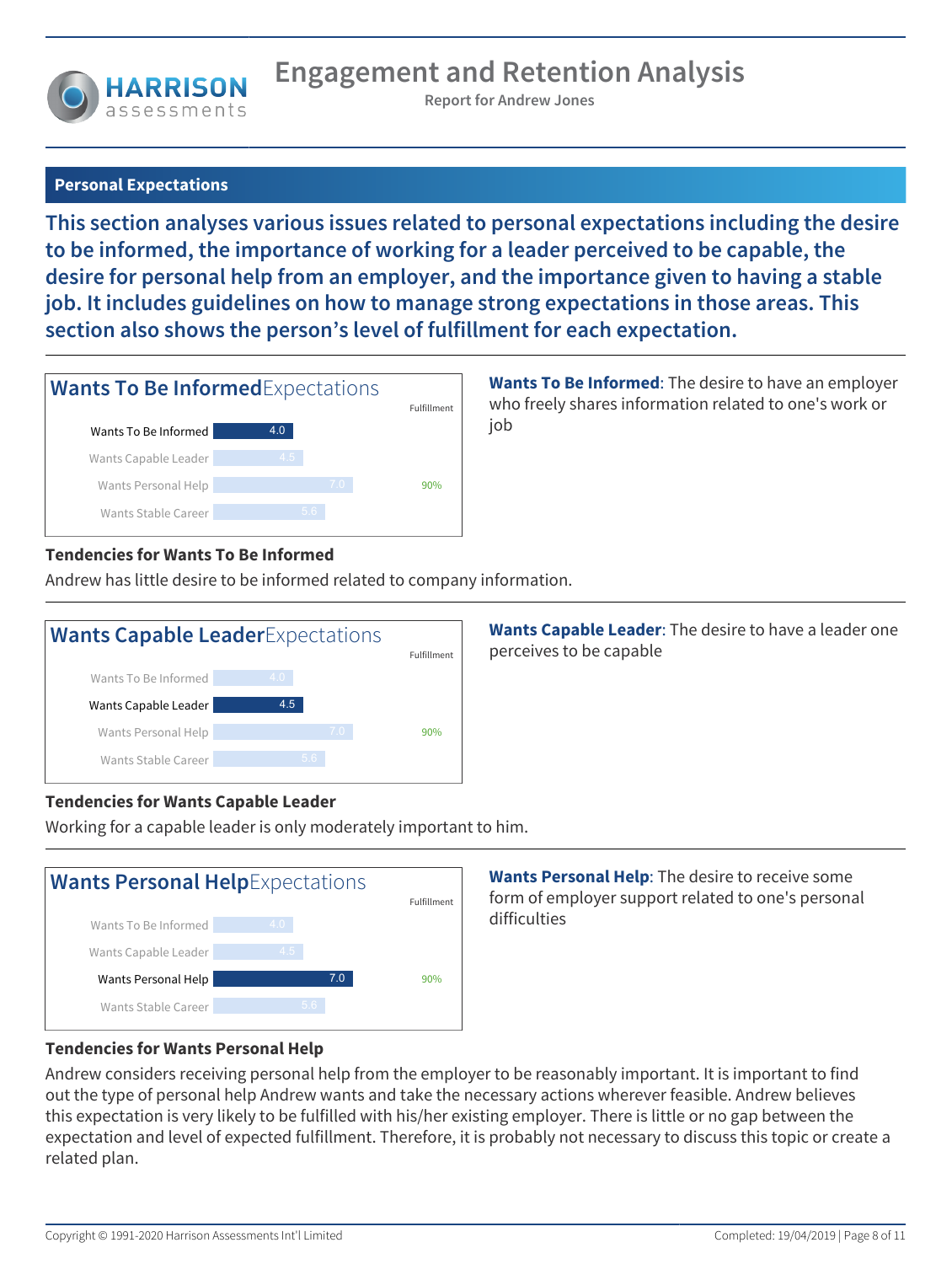## Personal Expectations

**This section analyses various issues related to personal expectations including the desire to be informed, the importance of working for a leader perceived to be capable, the desire for personal help from an employer, and the importance given to having a stable job. It includes guidelines on how to manage strong expectations in those areas. This section also shows the person's level of fulfillment for each expectation.**

### Wants To Be Informed Expectations

| | Score | Fulfillment |
|---|---|---|
| **Wants To Be Informed** | **4.0** | |
| Wants Capable Leader | 4.5 | |
| Wants Personal Help | 7.0 | 90% |
| Wants Stable Career | 5.6 | |

**Wants To Be Informed**: The desire to have an employer who freely shares information related to one's work or job

**Tendencies for Wants To Be Informed**

Andrew has little desire to be informed related to company information.

### Wants Capable Leader Expectations

| | Score | Fulfillment |
|---|---|---|
| Wants To Be Informed | 4.0 | |
| **Wants Capable Leader** | **4.5** | |
| Wants Personal Help | 7.0 | 90% |
| Wants Stable Career | 5.6 | |

**Wants Capable Leader**: The desire to have a leader one perceives to be capable

**Tendencies for Wants Capable Leader**

Working for a capable leader is only moderately important to him.

### Wants Personal Help Expectations

| | Score | Fulfillment |
|---|---|---|
| Wants To Be Informed | 4.0 | |
| Wants Capable Leader | 4.5 | |
| **Wants Personal Help** | **7.0** | 90% |
| Wants Stable Career | 5.6 | |

**Wants Personal Help**: The desire to receive some form of employer support related to one's personal difficulties

**Tendencies for Wants Personal Help**

Andrew considers receiving personal help from the employer to be reasonably important. It is important to find out the type of personal help Andrew wants and take the necessary actions wherever feasible. Andrew believes this expectation is very likely to be fulfilled with his/her existing employer. There is little or no gap between the expectation and level of expected fulfillment. Therefore, it is probably not necessary to discuss this topic or create a related plan.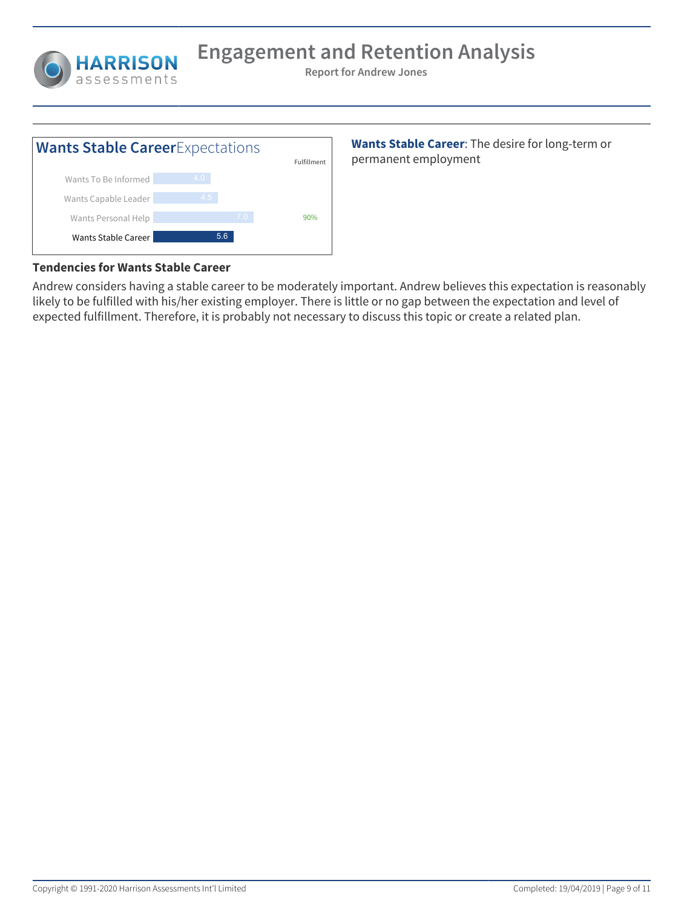## Wants Stable Career Expectations

| | Score | Fulfillment |
|---|---|---|
| Wants To Be Informed | 4.0 | |
| Wants Capable Leader | 4.5 | |
| Wants Personal Help | 7.0 | 90% |
| Wants Stable Career | 5.6 | |

**Wants Stable Career**: The desire for long-term or permanent employment

### Tendencies for Wants Stable Career

Andrew considers having a stable career to be moderately important. Andrew believes this expectation is reasonably likely to be fulfilled with his/her existing employer. There is little or no gap between the expectation and level of expected fulfillment. Therefore, it is probably not necessary to discuss this topic or create a related plan.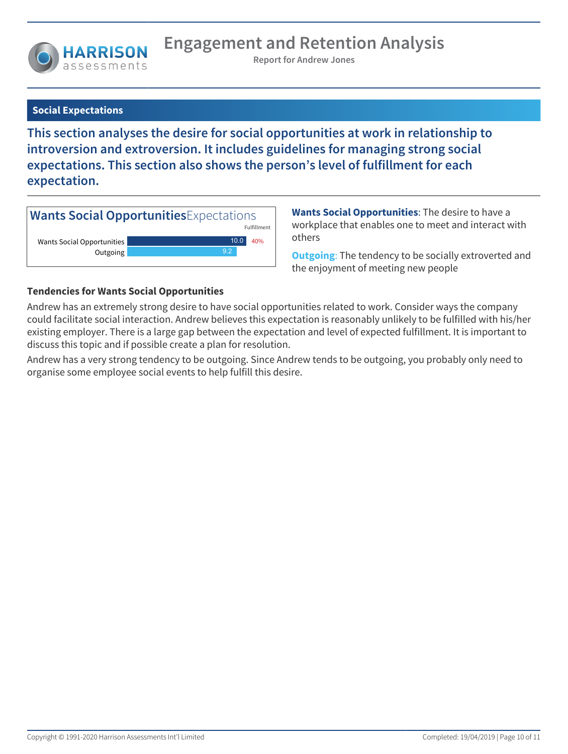## Social Expectations

**This section analyses the desire for social opportunities at work in relationship to introversion and extroversion. It includes guidelines for managing strong social expectations. This section also shows the person's level of fulfillment for each expectation.**

**Wants Social Opportunities** Expectations

| | Score | Fulfillment |
|---|---|---|
| Wants Social Opportunities | 10.0 | 40% |
| Outgoing | 9.2 | |

**Wants Social Opportunities**: The desire to have a workplace that enables one to meet and interact with others

**Outgoing**: The tendency to be socially extroverted and the enjoyment of meeting new people

### Tendencies for Wants Social Opportunities

Andrew has an extremely strong desire to have social opportunities related to work. Consider ways the company could facilitate social interaction. Andrew believes this expectation is reasonably unlikely to be fulfilled with his/her existing employer. There is a large gap between the expectation and level of expected fulfillment. It is important to discuss this topic and if possible create a plan for resolution.

Andrew has a very strong tendency to be outgoing. Since Andrew tends to be outgoing, you probably only need to organise some employee social events to help fulfill this desire.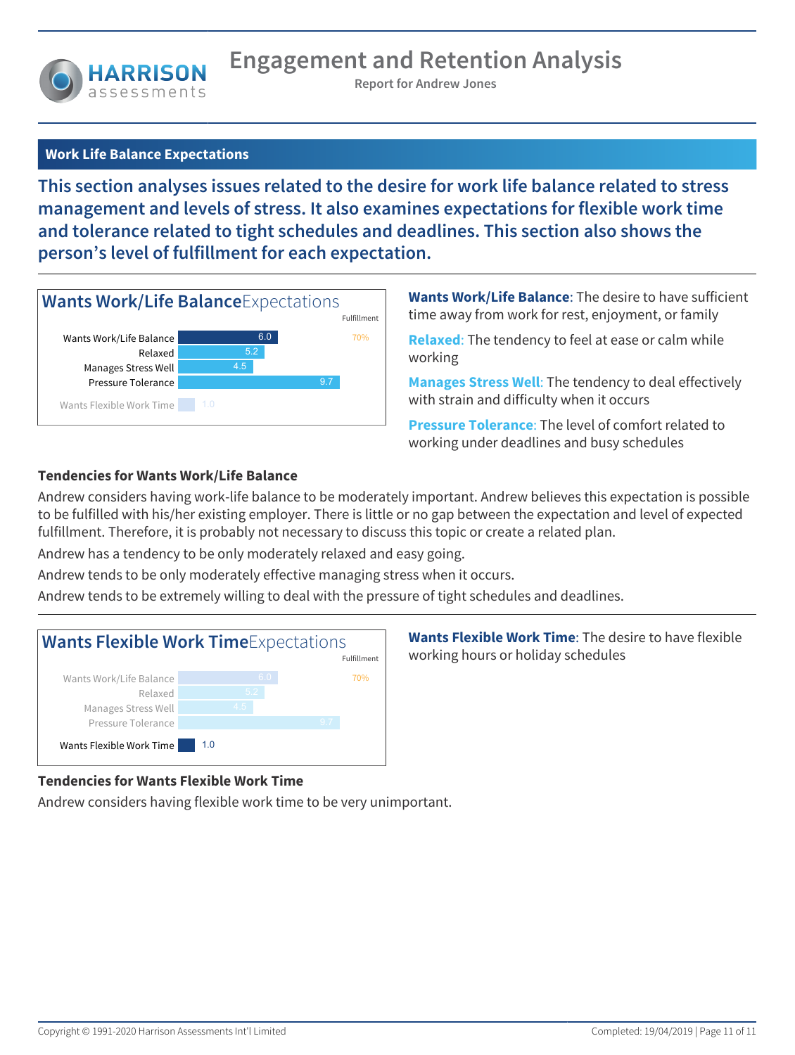## Work Life Balance Expectations

**This section analyses issues related to the desire for work life balance related to stress management and levels of stress. It also examines expectations for flexible work time and tolerance related to tight schedules and deadlines. This section also shows the person's level of fulfillment for each expectation.**

**Wants Work/Life Balance** Expectations

Fulfillment

Wants Work/Life Balance 6.0 70%

Relaxed 5.2

Manages Stress Well 4.5

Pressure Tolerance 9.7

Wants Flexible Work Time 1.0

**Wants Work/Life Balance**: The desire to have sufficient time away from work for rest, enjoyment, or family

**Relaxed**: The tendency to feel at ease or calm while working

**Manages Stress Well**: The tendency to deal effectively with strain and difficulty when it occurs

**Pressure Tolerance**: The level of comfort related to working under deadlines and busy schedules

### Tendencies for Wants Work/Life Balance

Andrew considers having work-life balance to be moderately important. Andrew believes this expectation is possible to be fulfilled with his/her existing employer. There is little or no gap between the expectation and level of expected fulfillment. Therefore, it is probably not necessary to discuss this topic or create a related plan.

Andrew has a tendency to be only moderately relaxed and easy going.

Andrew tends to be only moderately effective managing stress when it occurs.

Andrew tends to be extremely willing to deal with the pressure of tight schedules and deadlines.

**Wants Flexible Work Time** Expectations

Fulfillment

Wants Work/Life Balance 6.0 70%

Relaxed 5.2

Manages Stress Well 4.5

Pressure Tolerance 9.7

Wants Flexible Work Time 1.0

**Wants Flexible Work Time**: The desire to have flexible working hours or holiday schedules

### Tendencies for Wants Flexible Work Time

Andrew considers having flexible work time to be very unimportant.